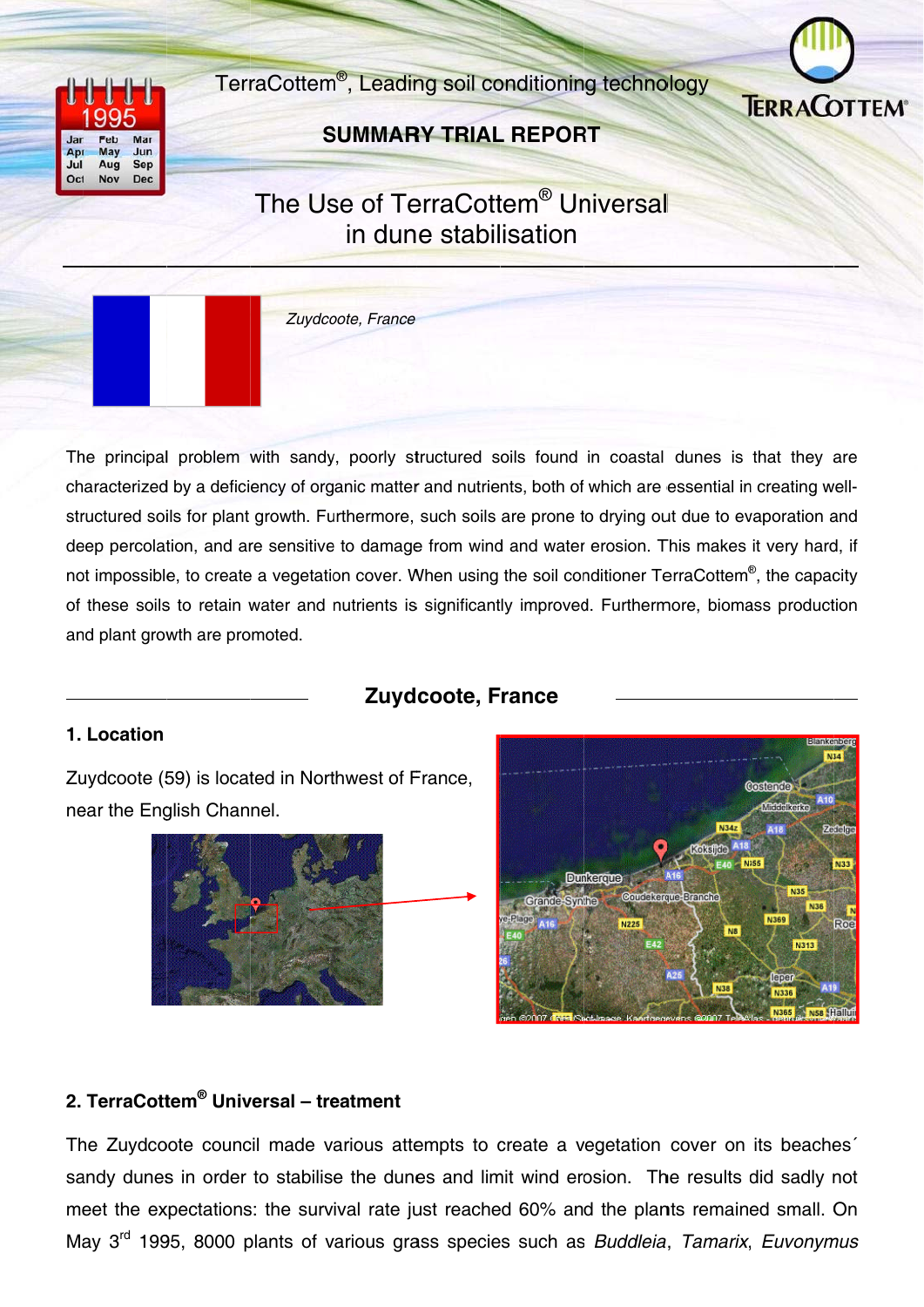TerraCottem®, Leading soil conditioning technology

## SUMMARY TRIAL REPORT

# The Use of TerraCottem® Universal in dune stabilisation

*Zuydcoote, France*

The principal problem with sandy, poorly structured soils found in coastal dunes is that they are characterized by a deficiency of organic matter and nutrients, both of which are essential in creating well-structured soils for plant growth. Furthermore, such soils are prone to drying out due to evaporation and deep percolation, and are sensitive to damage from wind and water erosion. This makes it very hard, if not impossible, to create a vegetation cover. When using the soil conditioner TerraCottem®, the capacity of these soils to retain water and nutrients is significantly improved. Furthermore, biomass production and plant growth are promoted.

## Zuydcoote, France

### 1. Location

Zuydcoote (59) is located in Northwest of France, near the English Channel.

### 2. TerraCottem® Universal – treatment

The Zuydcoote council made various attempts to create a vegetation cover on its beaches´ sandy dunes in order to stabilise the dunes and limit wind erosion. The results did sadly not meet the expectations: the survival rate just reached 60% and the plants remained small. On May 3rd 1995, 8000 plants of various grass species such as *Buddleia*, *Tamarix*, *Euvonymus*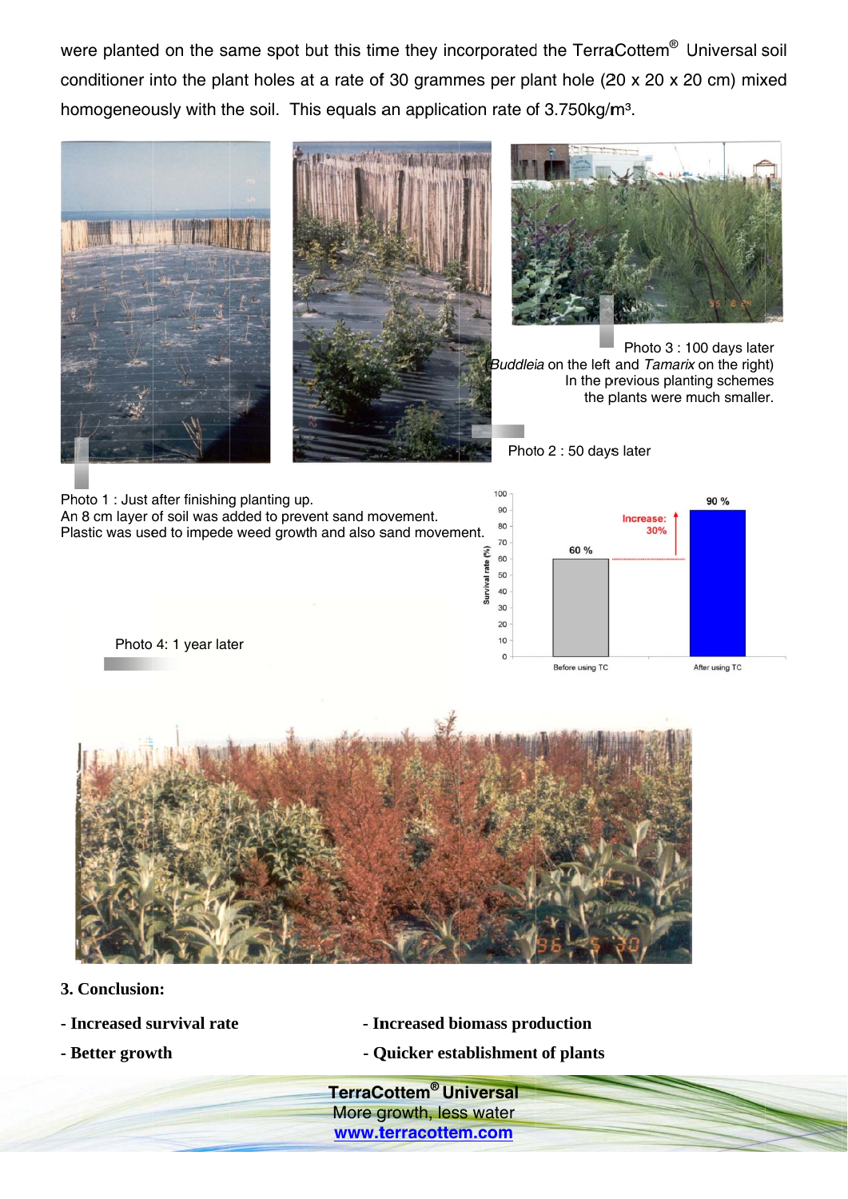were planted on the same spot but this time they incorporated the TerraCottem® Universal soil conditioner into the plant holes at a rate of 30 grammes per plant hole (20 x 20 x 20 cm) mixed homogeneously with the soil. This equals an application rate of 3.750kg/m³.

Photo 1 : Just after finishing planting up.
An 8 cm layer of soil was added to prevent sand movement.
Plastic was used to impede weed growth and also sand movement.

Photo 2 : 50 days later

Photo 3 : 100 days later
(*Buddleia* on the left and *Tamarix* on the right)
In the previous planting schemes the plants were much smaller.

Survival rate (%)
100
90
80
70
60
50
40
30
20
10
0
60 %
90 %
Increase: 30%
Before using TC
After using TC

Photo 4: 1 year later

## 3. Conclusion:

- **Increased survival rate**
- **Better growth**
- **Increased biomass production**
- **Quicker establishment of plants**

**TerraCottem® Universal**
More growth, less water
www.terracottem.com